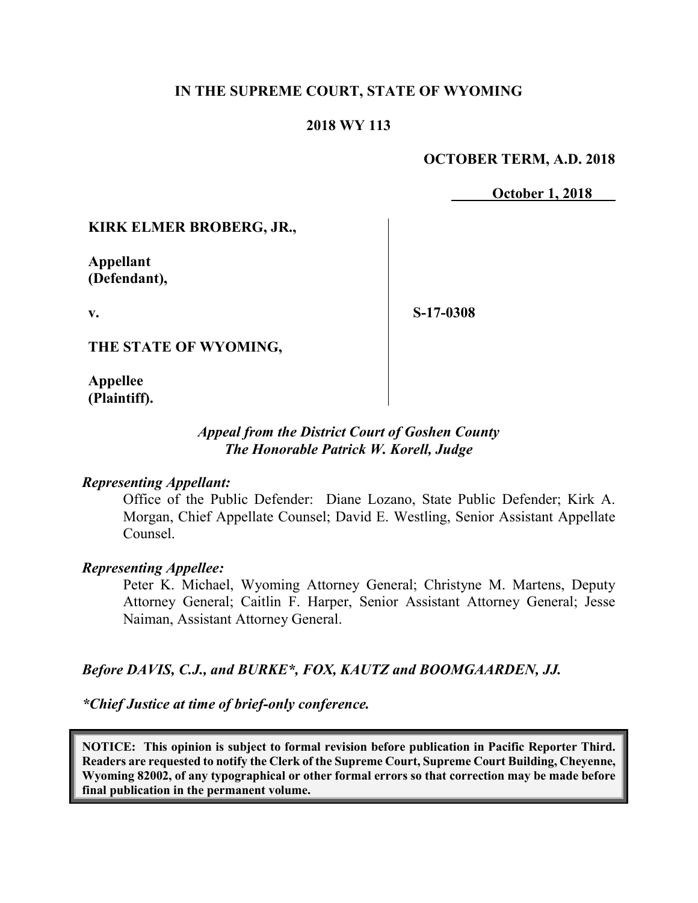**IN THE SUPREME COURT, STATE OF WYOMING**

**2018 WY 113**

**OCTOBER TERM, A.D. 2018**

**October 1, 2018**

| | |
|---|---|
| **KIRK ELMER BROBERG, JR.,**<br><br>**Appellant (Defendant),**<br><br>**v.**<br><br>**THE STATE OF WYOMING,**<br><br>**Appellee (Plaintiff).** | **S-17-0308** |

***Appeal from the District Court of Goshen County***
***The Honorable Patrick W. Korell, Judge***

***Representing Appellant:***

Office of the Public Defender: Diane Lozano, State Public Defender; Kirk A. Morgan, Chief Appellate Counsel; David E. Westling, Senior Assistant Appellate Counsel.

***Representing Appellee:***

Peter K. Michael, Wyoming Attorney General; Christyne M. Martens, Deputy Attorney General; Caitlin F. Harper, Senior Assistant Attorney General; Jesse Naiman, Assistant Attorney General.

***Before DAVIS, C.J., and BURKE\*, FOX, KAUTZ and BOOMGAARDEN, JJ.***

***\*Chief Justice at time of brief-only conference.***

**NOTICE: This opinion is subject to formal revision before publication in Pacific Reporter Third. Readers are requested to notify the Clerk of the Supreme Court, Supreme Court Building, Cheyenne, Wyoming 82002, of any typographical or other formal errors so that correction may be made before final publication in the permanent volume.**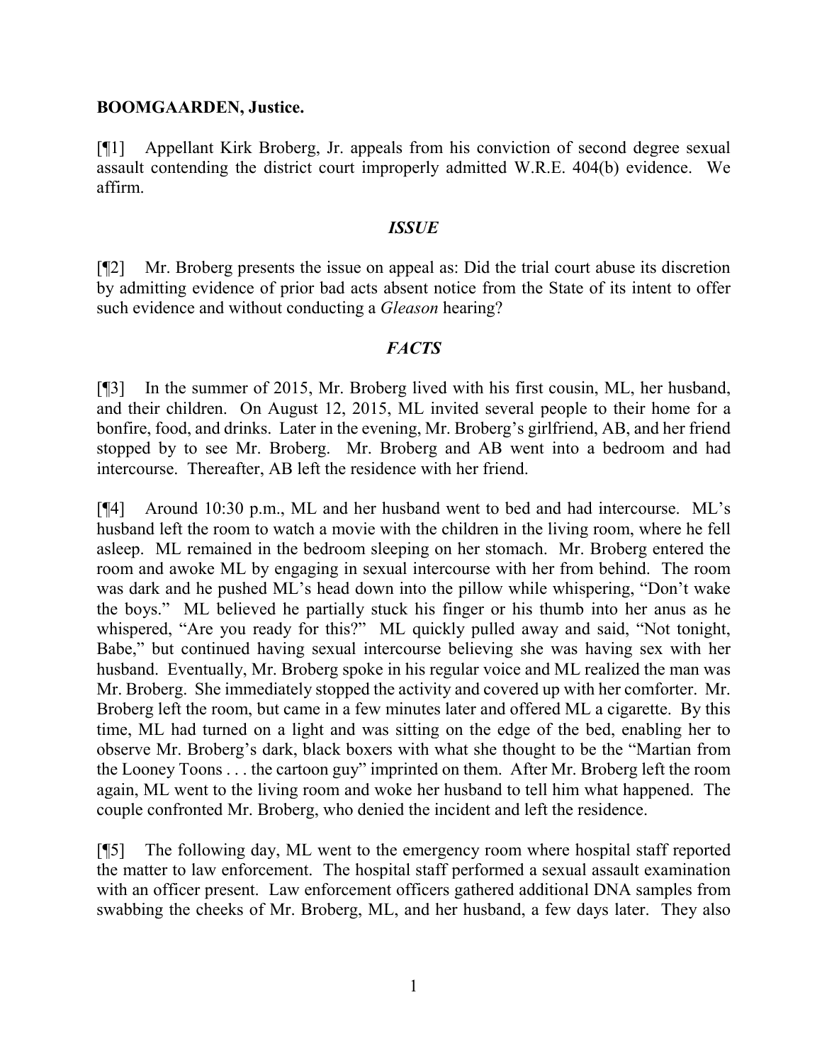**BOOMGAARDEN, Justice.**

[¶1] Appellant Kirk Broberg, Jr. appeals from his conviction of second degree sexual assault contending the district court improperly admitted W.R.E. 404(b) evidence. We affirm.

### *ISSUE*

[¶2] Mr. Broberg presents the issue on appeal as: Did the trial court abuse its discretion by admitting evidence of prior bad acts absent notice from the State of its intent to offer such evidence and without conducting a *Gleason* hearing?

### *FACTS*

[¶3] In the summer of 2015, Mr. Broberg lived with his first cousin, ML, her husband, and their children. On August 12, 2015, ML invited several people to their home for a bonfire, food, and drinks. Later in the evening, Mr. Broberg's girlfriend, AB, and her friend stopped by to see Mr. Broberg. Mr. Broberg and AB went into a bedroom and had intercourse. Thereafter, AB left the residence with her friend.

[¶4] Around 10:30 p.m., ML and her husband went to bed and had intercourse. ML's husband left the room to watch a movie with the children in the living room, where he fell asleep. ML remained in the bedroom sleeping on her stomach. Mr. Broberg entered the room and awoke ML by engaging in sexual intercourse with her from behind. The room was dark and he pushed ML's head down into the pillow while whispering, "Don't wake the boys." ML believed he partially stuck his finger or his thumb into her anus as he whispered, "Are you ready for this?" ML quickly pulled away and said, "Not tonight, Babe," but continued having sexual intercourse believing she was having sex with her husband. Eventually, Mr. Broberg spoke in his regular voice and ML realized the man was Mr. Broberg. She immediately stopped the activity and covered up with her comforter. Mr. Broberg left the room, but came in a few minutes later and offered ML a cigarette. By this time, ML had turned on a light and was sitting on the edge of the bed, enabling her to observe Mr. Broberg's dark, black boxers with what she thought to be the "Martian from the Looney Toons . . . the cartoon guy" imprinted on them. After Mr. Broberg left the room again, ML went to the living room and woke her husband to tell him what happened. The couple confronted Mr. Broberg, who denied the incident and left the residence.

[¶5] The following day, ML went to the emergency room where hospital staff reported the matter to law enforcement. The hospital staff performed a sexual assault examination with an officer present. Law enforcement officers gathered additional DNA samples from swabbing the cheeks of Mr. Broberg, ML, and her husband, a few days later. They also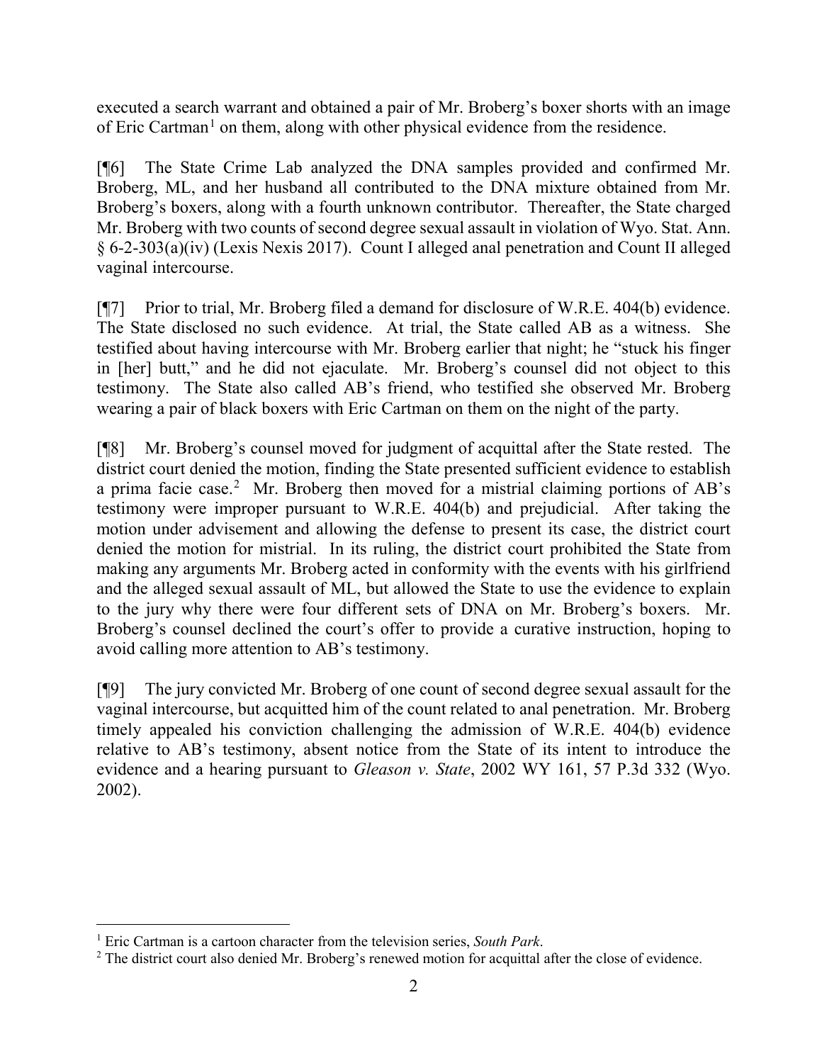executed a search warrant and obtained a pair of Mr. Broberg's boxer shorts with an image of Eric Cartman[1] on them, along with other physical evidence from the residence.

[¶6] The State Crime Lab analyzed the DNA samples provided and confirmed Mr. Broberg, ML, and her husband all contributed to the DNA mixture obtained from Mr. Broberg's boxers, along with a fourth unknown contributor. Thereafter, the State charged Mr. Broberg with two counts of second degree sexual assault in violation of Wyo. Stat. Ann. § 6-2-303(a)(iv) (Lexis Nexis 2017). Count I alleged anal penetration and Count II alleged vaginal intercourse.

[¶7] Prior to trial, Mr. Broberg filed a demand for disclosure of W.R.E. 404(b) evidence. The State disclosed no such evidence. At trial, the State called AB as a witness. She testified about having intercourse with Mr. Broberg earlier that night; he "stuck his finger in [her] butt," and he did not ejaculate. Mr. Broberg's counsel did not object to this testimony. The State also called AB's friend, who testified she observed Mr. Broberg wearing a pair of black boxers with Eric Cartman on them on the night of the party.

[¶8] Mr. Broberg's counsel moved for judgment of acquittal after the State rested. The district court denied the motion, finding the State presented sufficient evidence to establish a prima facie case.[2] Mr. Broberg then moved for a mistrial claiming portions of AB's testimony were improper pursuant to W.R.E. 404(b) and prejudicial. After taking the motion under advisement and allowing the defense to present its case, the district court denied the motion for mistrial. In its ruling, the district court prohibited the State from making any arguments Mr. Broberg acted in conformity with the events with his girlfriend and the alleged sexual assault of ML, but allowed the State to use the evidence to explain to the jury why there were four different sets of DNA on Mr. Broberg's boxers. Mr. Broberg's counsel declined the court's offer to provide a curative instruction, hoping to avoid calling more attention to AB's testimony.

[¶9] The jury convicted Mr. Broberg of one count of second degree sexual assault for the vaginal intercourse, but acquitted him of the count related to anal penetration. Mr. Broberg timely appealed his conviction challenging the admission of W.R.E. 404(b) evidence relative to AB's testimony, absent notice from the State of its intent to introduce the evidence and a hearing pursuant to *Gleason v. State*, 2002 WY 161, 57 P.3d 332 (Wyo. 2002).

---

[1] Eric Cartman is a cartoon character from the television series, *South Park*.

[2] The district court also denied Mr. Broberg's renewed motion for acquittal after the close of evidence.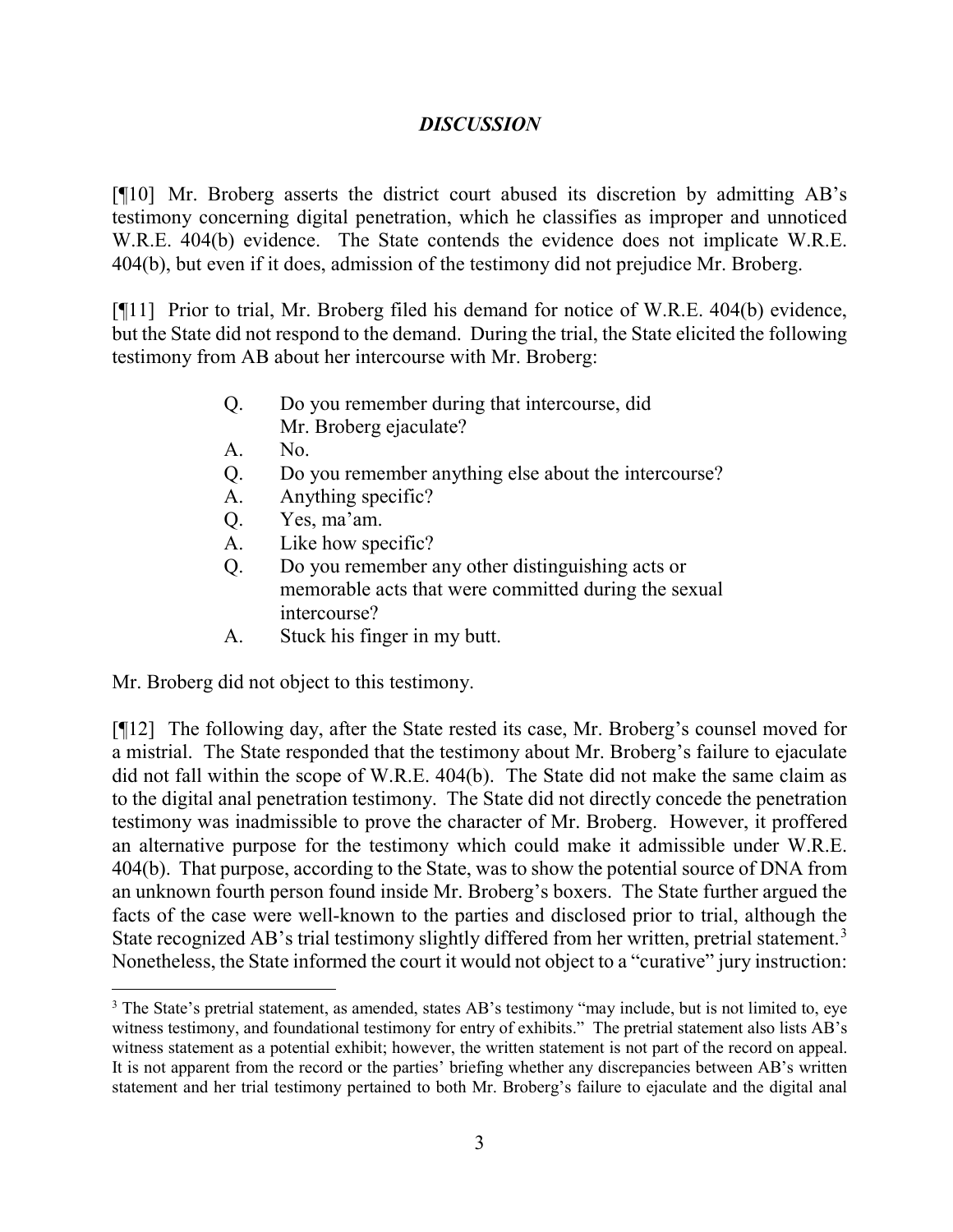## *DISCUSSION*

[¶10] Mr. Broberg asserts the district court abused its discretion by admitting AB's testimony concerning digital penetration, which he classifies as improper and unnoticed W.R.E. 404(b) evidence. The State contends the evidence does not implicate W.R.E. 404(b), but even if it does, admission of the testimony did not prejudice Mr. Broberg.

[¶11] Prior to trial, Mr. Broberg filed his demand for notice of W.R.E. 404(b) evidence, but the State did not respond to the demand. During the trial, the State elicited the following testimony from AB about her intercourse with Mr. Broberg:

> Q. Do you remember during that intercourse, did Mr. Broberg ejaculate?
>
> A. No.
>
> Q. Do you remember anything else about the intercourse?
>
> A. Anything specific?
>
> Q. Yes, ma'am.
>
> A. Like how specific?
>
> Q. Do you remember any other distinguishing acts or memorable acts that were committed during the sexual intercourse?
>
> A. Stuck his finger in my butt.

Mr. Broberg did not object to this testimony.

[¶12] The following day, after the State rested its case, Mr. Broberg's counsel moved for a mistrial. The State responded that the testimony about Mr. Broberg's failure to ejaculate did not fall within the scope of W.R.E. 404(b). The State did not make the same claim as to the digital anal penetration testimony. The State did not directly concede the penetration testimony was inadmissible to prove the character of Mr. Broberg. However, it proffered an alternative purpose for the testimony which could make it admissible under W.R.E. 404(b). That purpose, according to the State, was to show the potential source of DNA from an unknown fourth person found inside Mr. Broberg's boxers. The State further argued the facts of the case were well-known to the parties and disclosed prior to trial, although the State recognized AB's trial testimony slightly differed from her written, pretrial statement.[3] Nonetheless, the State informed the court it would not object to a "curative" jury instruction:

---

[3] The State's pretrial statement, as amended, states AB's testimony "may include, but is not limited to, eye witness testimony, and foundational testimony for entry of exhibits." The pretrial statement also lists AB's witness statement as a potential exhibit; however, the written statement is not part of the record on appeal. It is not apparent from the record or the parties' briefing whether any discrepancies between AB's written statement and her trial testimony pertained to both Mr. Broberg's failure to ejaculate and the digital anal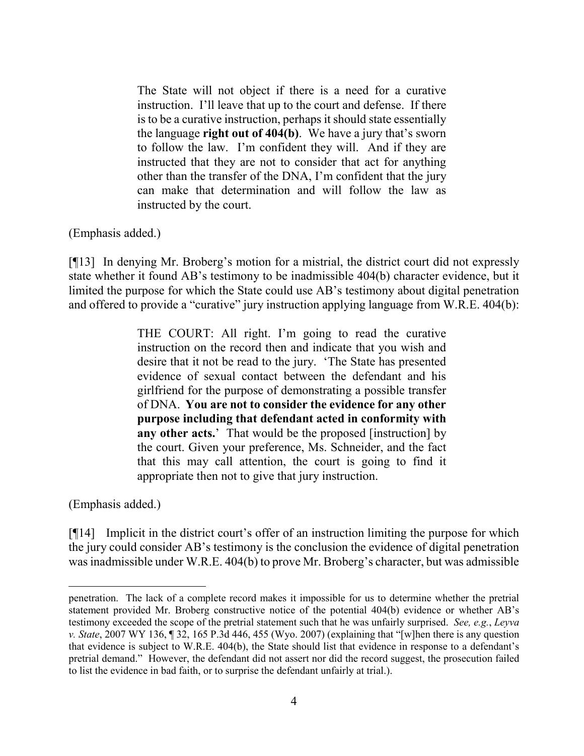> The State will not object if there is a need for a curative instruction. I'll leave that up to the court and defense. If there is to be a curative instruction, perhaps it should state essentially the language **right out of 404(b)**. We have a jury that's sworn to follow the law. I'm confident they will. And if they are instructed that they are not to consider that act for anything other than the transfer of the DNA, I'm confident that the jury can make that determination and will follow the law as instructed by the court.

(Emphasis added.)

[¶13] In denying Mr. Broberg's motion for a mistrial, the district court did not expressly state whether it found AB's testimony to be inadmissible 404(b) character evidence, but it limited the purpose for which the State could use AB's testimony about digital penetration and offered to provide a "curative" jury instruction applying language from W.R.E. 404(b):

> THE COURT: All right. I'm going to read the curative instruction on the record then and indicate that you wish and desire that it not be read to the jury. 'The State has presented evidence of sexual contact between the defendant and his girlfriend for the purpose of demonstrating a possible transfer of DNA. **You are not to consider the evidence for any other purpose including that defendant acted in conformity with any other acts.**' That would be the proposed [instruction] by the court. Given your preference, Ms. Schneider, and the fact that this may call attention, the court is going to find it appropriate then not to give that jury instruction.

(Emphasis added.)

[¶14] Implicit in the district court's offer of an instruction limiting the purpose for which the jury could consider AB's testimony is the conclusion the evidence of digital penetration was inadmissible under W.R.E. 404(b) to prove Mr. Broberg's character, but was admissible

---

penetration. The lack of a complete record makes it impossible for us to determine whether the pretrial statement provided Mr. Broberg constructive notice of the potential 404(b) evidence or whether AB's testimony exceeded the scope of the pretrial statement such that he was unfairly surprised. *See, e.g.*, *Leyva v. State*, 2007 WY 136, ¶ 32, 165 P.3d 446, 455 (Wyo. 2007) (explaining that "[w]hen there is any question that evidence is subject to W.R.E. 404(b), the State should list that evidence in response to a defendant's pretrial demand." However, the defendant did not assert nor did the record suggest, the prosecution failed to list the evidence in bad faith, or to surprise the defendant unfairly at trial.).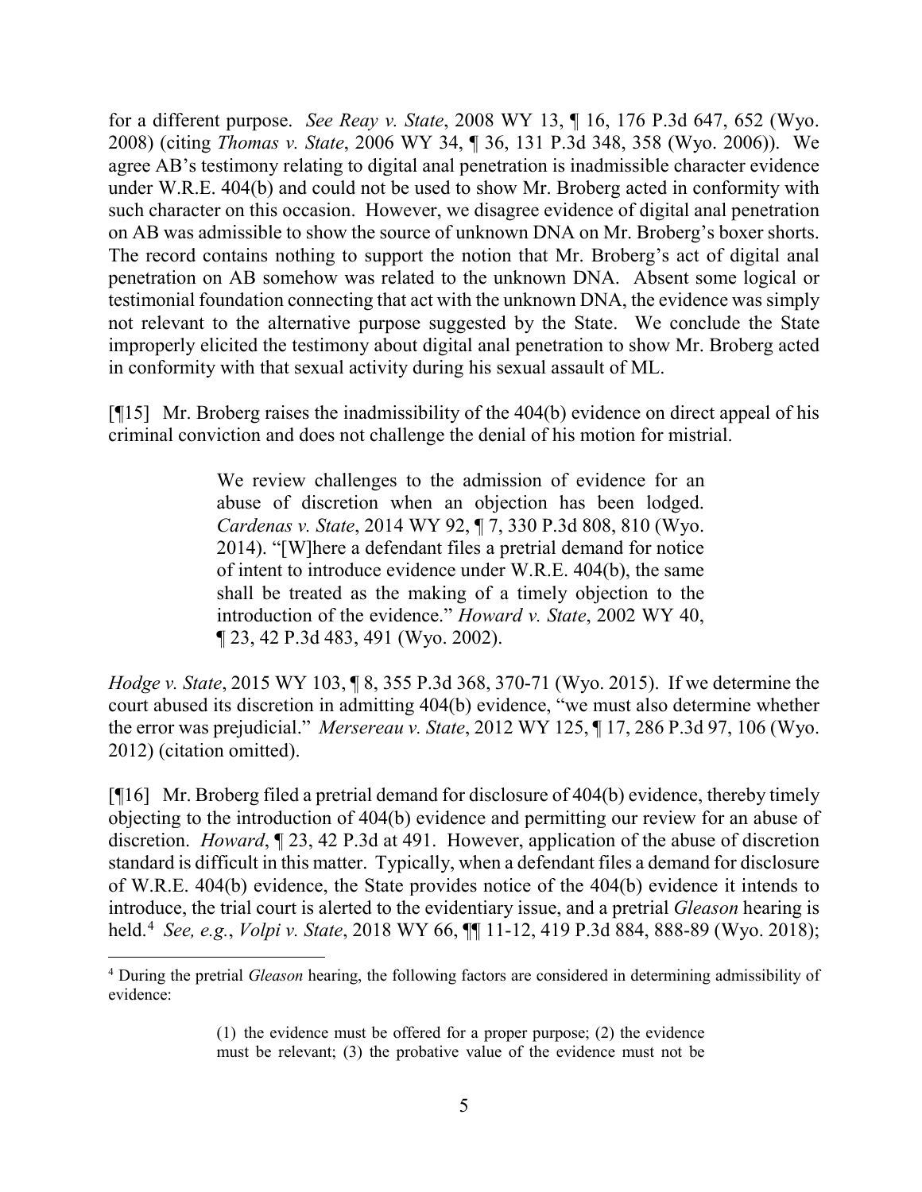for a different purpose. *See Reay v. State*, 2008 WY 13, ¶ 16, 176 P.3d 647, 652 (Wyo. 2008) (citing *Thomas v. State*, 2006 WY 34, ¶ 36, 131 P.3d 348, 358 (Wyo. 2006)). We agree AB's testimony relating to digital anal penetration is inadmissible character evidence under W.R.E. 404(b) and could not be used to show Mr. Broberg acted in conformity with such character on this occasion. However, we disagree evidence of digital anal penetration on AB was admissible to show the source of unknown DNA on Mr. Broberg's boxer shorts. The record contains nothing to support the notion that Mr. Broberg's act of digital anal penetration on AB somehow was related to the unknown DNA. Absent some logical or testimonial foundation connecting that act with the unknown DNA, the evidence was simply not relevant to the alternative purpose suggested by the State. We conclude the State improperly elicited the testimony about digital anal penetration to show Mr. Broberg acted in conformity with that sexual activity during his sexual assault of ML.

[¶15] Mr. Broberg raises the inadmissibility of the 404(b) evidence on direct appeal of his criminal conviction and does not challenge the denial of his motion for mistrial.

> We review challenges to the admission of evidence for an abuse of discretion when an objection has been lodged. *Cardenas v. State*, 2014 WY 92, ¶ 7, 330 P.3d 808, 810 (Wyo. 2014). "[W]here a defendant files a pretrial demand for notice of intent to introduce evidence under W.R.E. 404(b), the same shall be treated as the making of a timely objection to the introduction of the evidence." *Howard v. State*, 2002 WY 40, ¶ 23, 42 P.3d 483, 491 (Wyo. 2002).

*Hodge v. State*, 2015 WY 103, ¶ 8, 355 P.3d 368, 370-71 (Wyo. 2015). If we determine the court abused its discretion in admitting 404(b) evidence, "we must also determine whether the error was prejudicial." *Mersereau v. State*, 2012 WY 125, ¶ 17, 286 P.3d 97, 106 (Wyo. 2012) (citation omitted).

[¶16] Mr. Broberg filed a pretrial demand for disclosure of 404(b) evidence, thereby timely objecting to the introduction of 404(b) evidence and permitting our review for an abuse of discretion. *Howard*, ¶ 23, 42 P.3d at 491. However, application of the abuse of discretion standard is difficult in this matter. Typically, when a defendant files a demand for disclosure of W.R.E. 404(b) evidence, the State provides notice of the 404(b) evidence it intends to introduce, the trial court is alerted to the evidentiary issue, and a pretrial *Gleason* hearing is held.[4] *See, e.g.*, *Volpi v. State*, 2018 WY 66, ¶¶ 11-12, 419 P.3d 884, 888-89 (Wyo. 2018);

---

[4] During the pretrial *Gleason* hearing, the following factors are considered in determining admissibility of evidence:

> (1) the evidence must be offered for a proper purpose; (2) the evidence must be relevant; (3) the probative value of the evidence must not be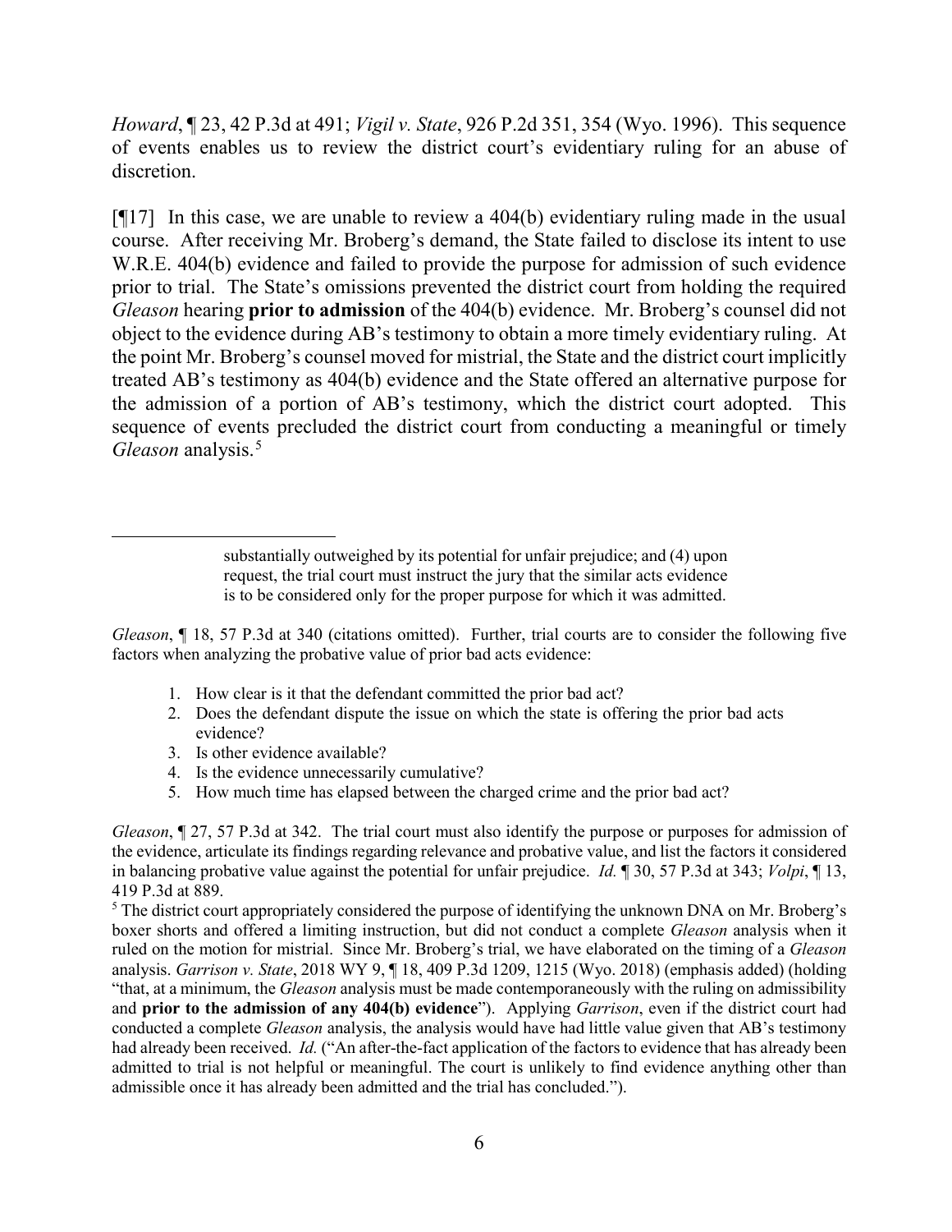*Howard*, ¶ 23, 42 P.3d at 491; *Vigil v. State*, 926 P.2d 351, 354 (Wyo. 1996). This sequence of events enables us to review the district court's evidentiary ruling for an abuse of discretion.

[¶17] In this case, we are unable to review a 404(b) evidentiary ruling made in the usual course. After receiving Mr. Broberg's demand, the State failed to disclose its intent to use W.R.E. 404(b) evidence and failed to provide the purpose for admission of such evidence prior to trial. The State's omissions prevented the district court from holding the required *Gleason* hearing **prior to admission** of the 404(b) evidence. Mr. Broberg's counsel did not object to the evidence during AB's testimony to obtain a more timely evidentiary ruling. At the point Mr. Broberg's counsel moved for mistrial, the State and the district court implicitly treated AB's testimony as 404(b) evidence and the State offered an alternative purpose for the admission of a portion of AB's testimony, which the district court adopted. This sequence of events precluded the district court from conducting a meaningful or timely *Gleason* analysis.[5]

---

> substantially outweighed by its potential for unfair prejudice; and (4) upon request, the trial court must instruct the jury that the similar acts evidence is to be considered only for the proper purpose for which it was admitted.

*Gleason*, ¶ 18, 57 P.3d at 340 (citations omitted). Further, trial courts are to consider the following five factors when analyzing the probative value of prior bad acts evidence:

1. How clear is it that the defendant committed the prior bad act?
2. Does the defendant dispute the issue on which the state is offering the prior bad acts evidence?
3. Is other evidence available?
4. Is the evidence unnecessarily cumulative?
5. How much time has elapsed between the charged crime and the prior bad act?

*Gleason*, ¶ 27, 57 P.3d at 342. The trial court must also identify the purpose or purposes for admission of the evidence, articulate its findings regarding relevance and probative value, and list the factors it considered in balancing probative value against the potential for unfair prejudice. *Id.* ¶ 30, 57 P.3d at 343; *Volpi*, ¶ 13, 419 P.3d at 889.

[5] The district court appropriately considered the purpose of identifying the unknown DNA on Mr. Broberg's boxer shorts and offered a limiting instruction, but did not conduct a complete *Gleason* analysis when it ruled on the motion for mistrial. Since Mr. Broberg's trial, we have elaborated on the timing of a *Gleason* analysis. *Garrison v. State*, 2018 WY 9, ¶ 18, 409 P.3d 1209, 1215 (Wyo. 2018) (emphasis added) (holding "that, at a minimum, the *Gleason* analysis must be made contemporaneously with the ruling on admissibility and **prior to the admission of any 404(b) evidence**"). Applying *Garrison*, even if the district court had conducted a complete *Gleason* analysis, the analysis would have had little value given that AB's testimony had already been received. *Id.* ("An after-the-fact application of the factors to evidence that has already been admitted to trial is not helpful or meaningful. The court is unlikely to find evidence anything other than admissible once it has already been admitted and the trial has concluded.").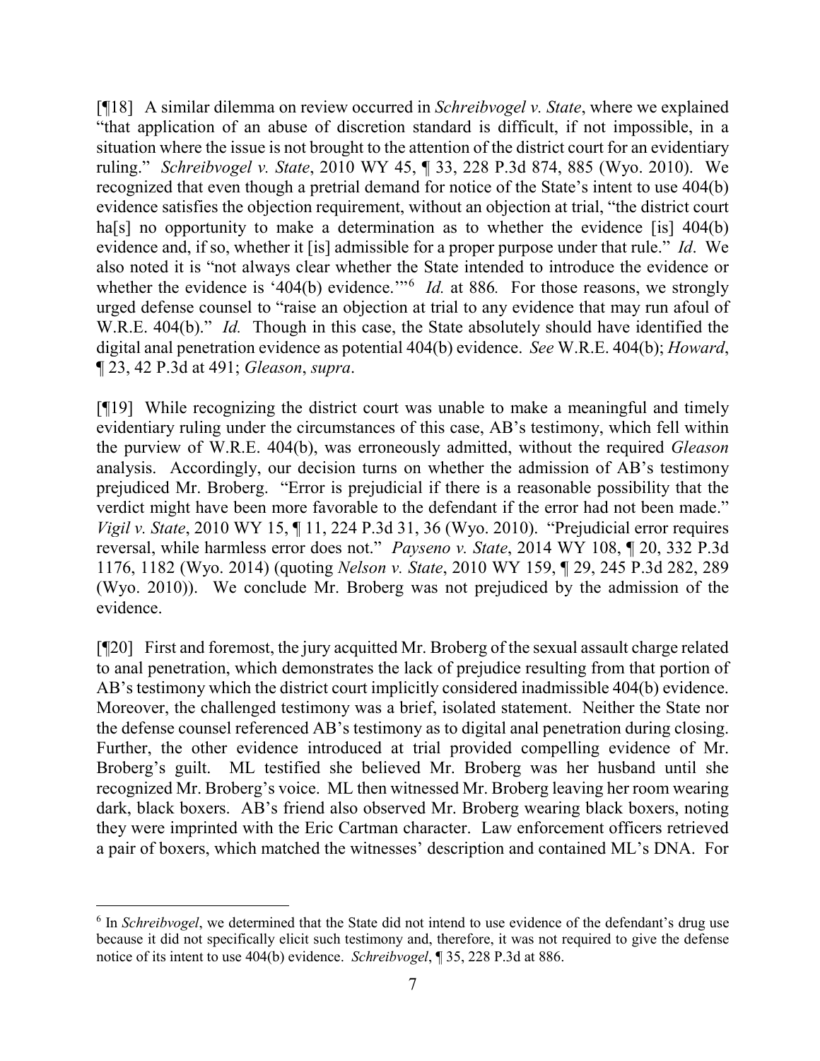[¶18] A similar dilemma on review occurred in *Schreibvogel v. State*, where we explained "that application of an abuse of discretion standard is difficult, if not impossible, in a situation where the issue is not brought to the attention of the district court for an evidentiary ruling." *Schreibvogel v. State*, 2010 WY 45, ¶ 33, 228 P.3d 874, 885 (Wyo. 2010). We recognized that even though a pretrial demand for notice of the State's intent to use 404(b) evidence satisfies the objection requirement, without an objection at trial, "the district court ha[s] no opportunity to make a determination as to whether the evidence [is] 404(b) evidence and, if so, whether it [is] admissible for a proper purpose under that rule." *Id*. We also noted it is "not always clear whether the State intended to introduce the evidence or whether the evidence is '404(b) evidence.'"[6] *Id.* at 886. For those reasons, we strongly urged defense counsel to "raise an objection at trial to any evidence that may run afoul of W.R.E. 404(b)." *Id.* Though in this case, the State absolutely should have identified the digital anal penetration evidence as potential 404(b) evidence. *See* W.R.E. 404(b); *Howard*, ¶ 23, 42 P.3d at 491; *Gleason*, *supra*.

[¶19] While recognizing the district court was unable to make a meaningful and timely evidentiary ruling under the circumstances of this case, AB's testimony, which fell within the purview of W.R.E. 404(b), was erroneously admitted, without the required *Gleason* analysis. Accordingly, our decision turns on whether the admission of AB's testimony prejudiced Mr. Broberg. "Error is prejudicial if there is a reasonable possibility that the verdict might have been more favorable to the defendant if the error had not been made." *Vigil v. State*, 2010 WY 15, ¶ 11, 224 P.3d 31, 36 (Wyo. 2010). "Prejudicial error requires reversal, while harmless error does not." *Payseno v. State*, 2014 WY 108, ¶ 20, 332 P.3d 1176, 1182 (Wyo. 2014) (quoting *Nelson v. State*, 2010 WY 159, ¶ 29, 245 P.3d 282, 289 (Wyo. 2010)). We conclude Mr. Broberg was not prejudiced by the admission of the evidence.

[¶20] First and foremost, the jury acquitted Mr. Broberg of the sexual assault charge related to anal penetration, which demonstrates the lack of prejudice resulting from that portion of AB's testimony which the district court implicitly considered inadmissible 404(b) evidence. Moreover, the challenged testimony was a brief, isolated statement. Neither the State nor the defense counsel referenced AB's testimony as to digital anal penetration during closing. Further, the other evidence introduced at trial provided compelling evidence of Mr. Broberg's guilt. ML testified she believed Mr. Broberg was her husband until she recognized Mr. Broberg's voice. ML then witnessed Mr. Broberg leaving her room wearing dark, black boxers. AB's friend also observed Mr. Broberg wearing black boxers, noting they were imprinted with the Eric Cartman character. Law enforcement officers retrieved a pair of boxers, which matched the witnesses' description and contained ML's DNA. For

---

[6] In *Schreibvogel*, we determined that the State did not intend to use evidence of the defendant's drug use because it did not specifically elicit such testimony and, therefore, it was not required to give the defense notice of its intent to use 404(b) evidence. *Schreibvogel*, ¶ 35, 228 P.3d at 886.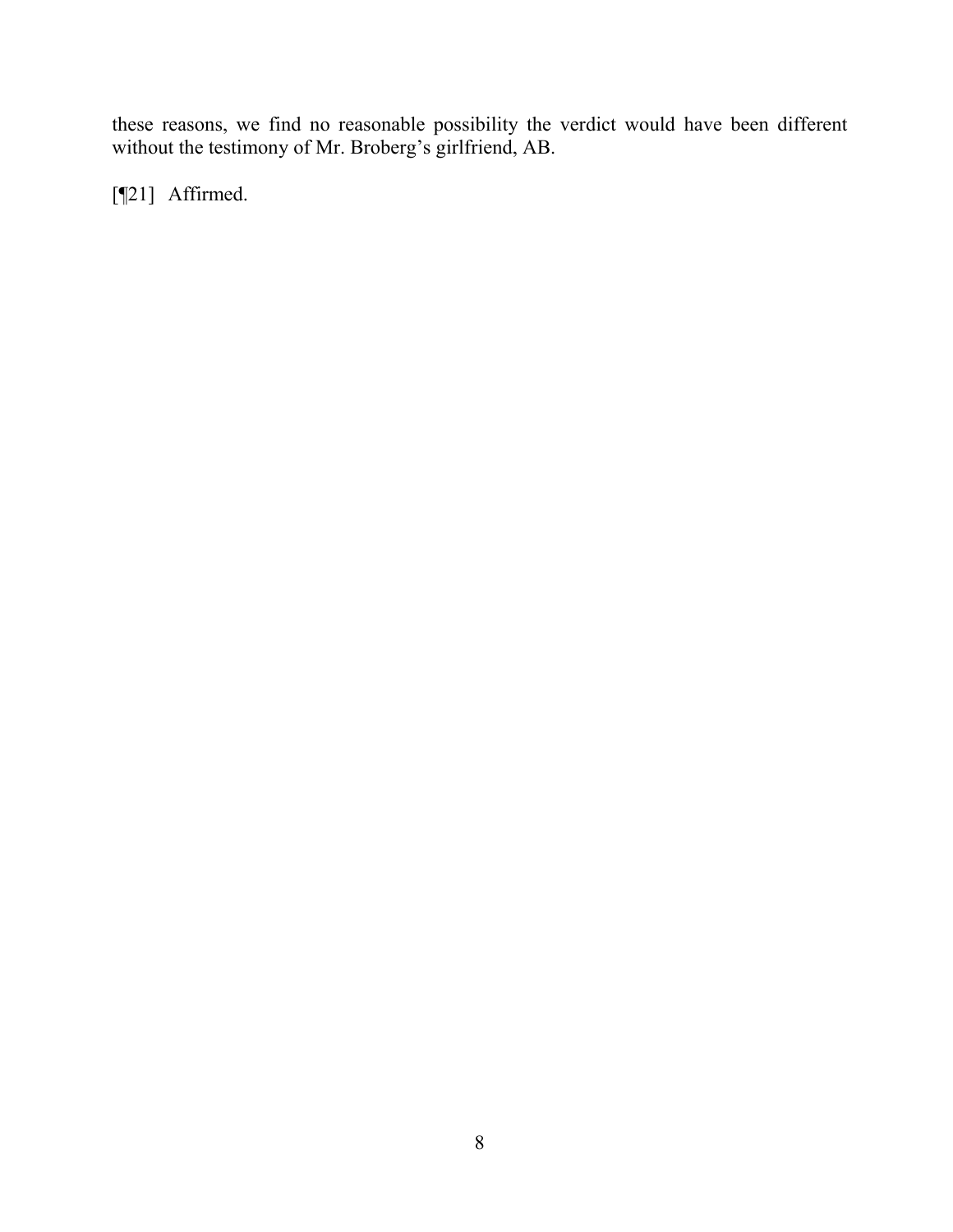these reasons, we find no reasonable possibility the verdict would have been different without the testimony of Mr. Broberg's girlfriend, AB.

[¶21] Affirmed.